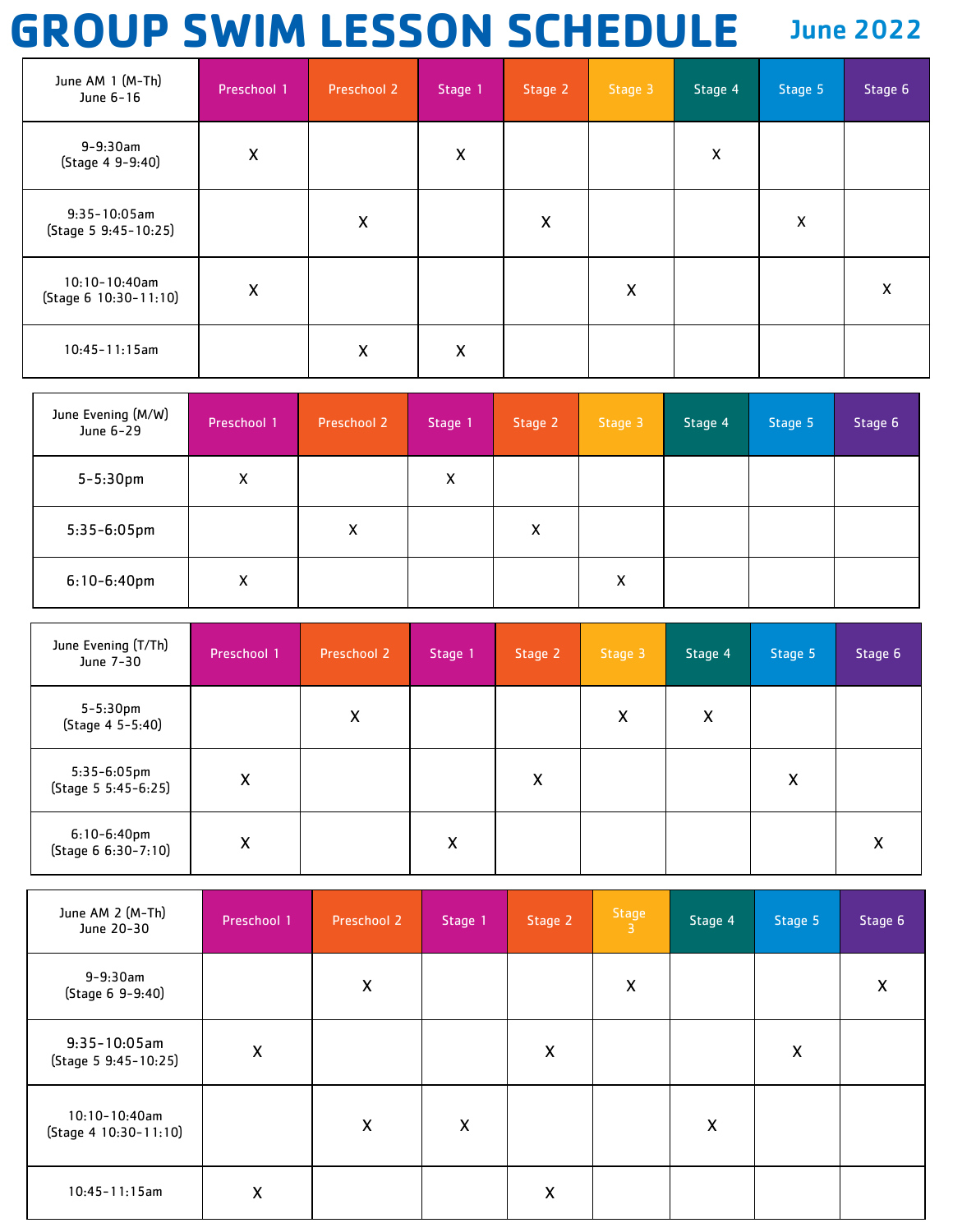# GROUP SWIM LESSON SCHEDULE

June 2022

| June AM 1 (M-Th) June 6-16 | Preschool 1 | Preschool 2 | Stage 1 | Stage 2 | Stage 3 | Stage 4 | Stage 5 | Stage 6 |
|---|---|---|---|---|---|---|---|---|
| 9-9:30am (Stage 4 9-9:40) | X | | X | | | X | | |
| 9:35-10:05am (Stage 5 9:45-10:25) | | X | | X | | | X | |
| 10:10-10:40am (Stage 6 10:30-11:10) | X | | | | X | | | X |
| 10:45-11:15am | | X | X | | | | | |

| June Evening (M/W) June 6-29 | Preschool 1 | Preschool 2 | Stage 1 | Stage 2 | Stage 3 | Stage 4 | Stage 5 | Stage 6 |
|---|---|---|---|---|---|---|---|---|
| 5-5:30pm | X | | X | | | | | |
| 5:35-6:05pm | | X | | X | | | | |
| 6:10-6:40pm | X | | | | X | | | |

| June Evening (T/Th) June 7-30 | Preschool 1 | Preschool 2 | Stage 1 | Stage 2 | Stage 3 | Stage 4 | Stage 5 | Stage 6 |
|---|---|---|---|---|---|---|---|---|
| 5-5:30pm (Stage 4 5-5:40) | | X | | | X | X | | |
| 5:35-6:05pm (Stage 5 5:45-6:25) | X | | | X | | | X | |
| 6:10-6:40pm (Stage 6 6:30-7:10) | X | | X | | | | | X |

| June AM 2 (M-Th) June 20-30 | Preschool 1 | Preschool 2 | Stage 1 | Stage 2 | Stage 3 | Stage 4 | Stage 5 | Stage 6 |
|---|---|---|---|---|---|---|---|---|
| 9-9:30am (Stage 6 9-9:40) | | X | | | X | | | X |
| 9:35-10:05am (Stage 5 9:45-10:25) | X | | | X | | | X | |
| 10:10-10:40am (Stage 4 10:30-11:10) | | X | X | | | X | | |
| 10:45-11:15am | X | | | X | | | | |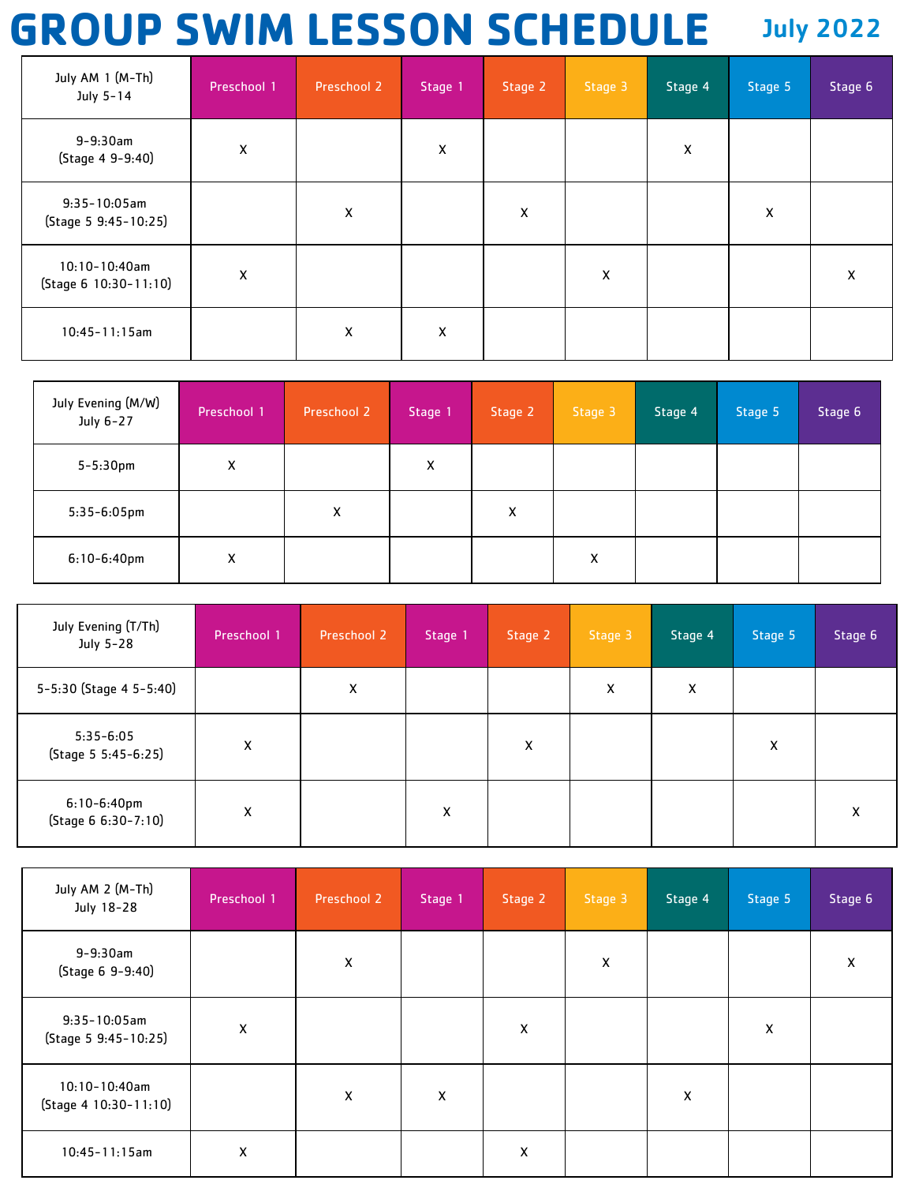# GROUP SWIM LESSON SCHEDULE

July 2022

| July AM 1 (M-Th) July 5-14 | Preschool 1 | Preschool 2 | Stage 1 | Stage 2 | Stage 3 | Stage 4 | Stage 5 | Stage 6 |
|---|---|---|---|---|---|---|---|---|
| 9-9:30am (Stage 4 9-9:40) | X | | X | | | X | | |
| 9:35-10:05am (Stage 5 9:45-10:25) | | X | | X | | | X | |
| 10:10-10:40am (Stage 6 10:30-11:10) | X | | | | X | | | X |
| 10:45-11:15am | | X | X | | | | | |

| July Evening (M/W) July 6-27 | Preschool 1 | Preschool 2 | Stage 1 | Stage 2 | Stage 3 | Stage 4 | Stage 5 | Stage 6 |
|---|---|---|---|---|---|---|---|---|
| 5-5:30pm | X | | X | | | | | |
| 5:35-6:05pm | | X | | X | | | | |
| 6:10-6:40pm | X | | | | X | | | |

| July Evening (T/Th) July 5-28 | Preschool 1 | Preschool 2 | Stage 1 | Stage 2 | Stage 3 | Stage 4 | Stage 5 | Stage 6 |
|---|---|---|---|---|---|---|---|---|
| 5-5:30 (Stage 4 5-5:40) | | X | | | X | X | | |
| 5:35-6:05 (Stage 5 5:45-6:25) | X | | | X | | | X | |
| 6:10-6:40pm (Stage 6 6:30-7:10) | X | | X | | | | | X |

| July AM 2 (M-Th) July 18-28 | Preschool 1 | Preschool 2 | Stage 1 | Stage 2 | Stage 3 | Stage 4 | Stage 5 | Stage 6 |
|---|---|---|---|---|---|---|---|---|
| 9-9:30am (Stage 6 9-9:40) | | X | | | X | | | X |
| 9:35-10:05am (Stage 5 9:45-10:25) | X | | | X | | | X | |
| 10:10-10:40am (Stage 4 10:30-11:10) | | X | X | | | X | | |
| 10:45-11:15am | X | | | X | | | | |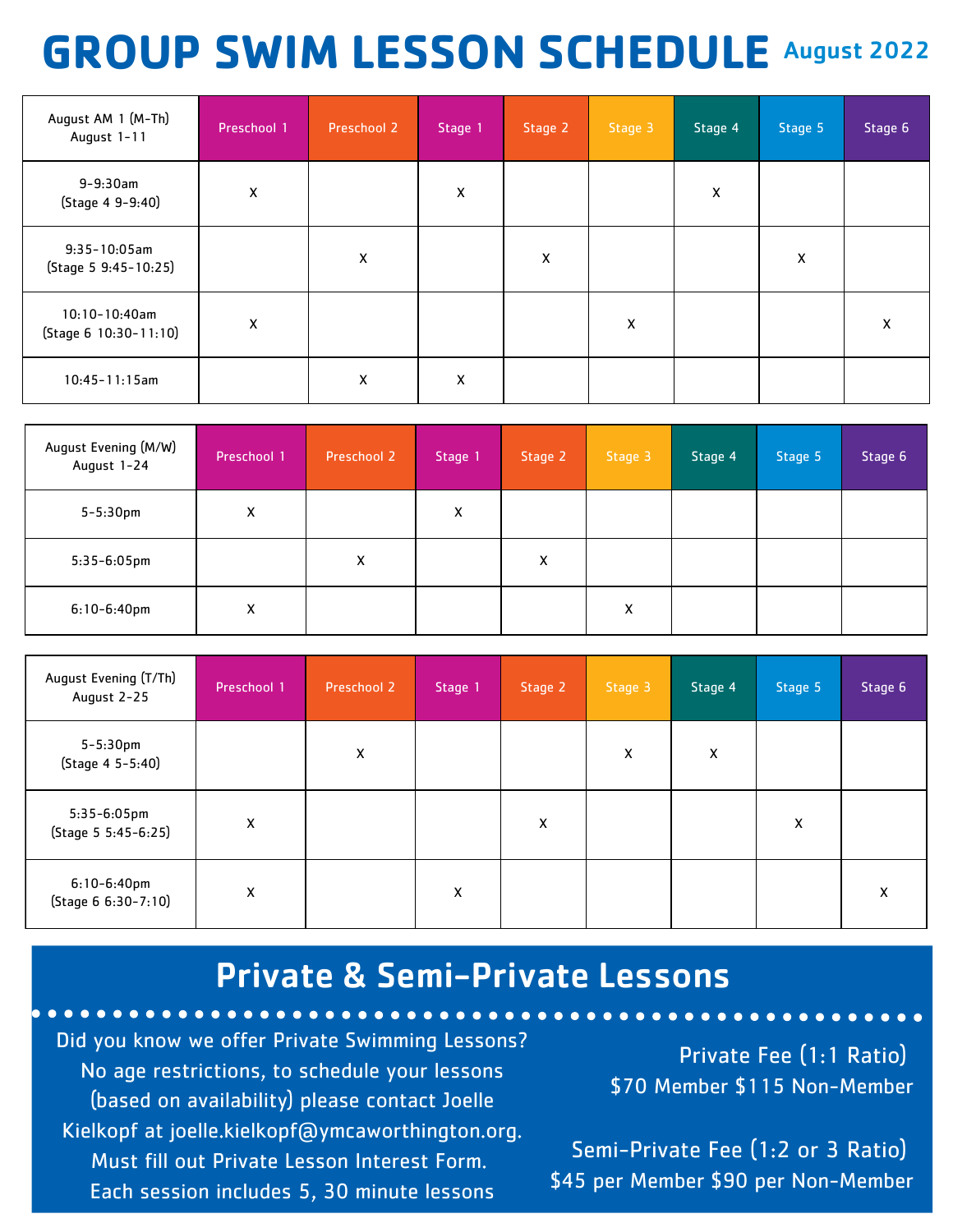# GROUP SWIM LESSON SCHEDULE August 2022

| August AM 1 (M-Th) August 1-11 | Preschool 1 | Preschool 2 | Stage 1 | Stage 2 | Stage 3 | Stage 4 | Stage 5 | Stage 6 |
|---|---|---|---|---|---|---|---|---|
| 9-9:30am (Stage 4 9-9:40) | X | | X | | | X | | |
| 9:35-10:05am (Stage 5 9:45-10:25) | | X | | X | | | X | |
| 10:10-10:40am (Stage 6 10:30-11:10) | X | | | | X | | | X |
| 10:45-11:15am | | X | X | | | | | |

| August Evening (M/W) August 1-24 | Preschool 1 | Preschool 2 | Stage 1 | Stage 2 | Stage 3 | Stage 4 | Stage 5 | Stage 6 |
|---|---|---|---|---|---|---|---|---|
| 5-5:30pm | X | | X | | | | | |
| 5:35-6:05pm | | X | | X | | | | |
| 6:10-6:40pm | X | | | | X | | | |

| August Evening (T/Th) August 2-25 | Preschool 1 | Preschool 2 | Stage 1 | Stage 2 | Stage 3 | Stage 4 | Stage 5 | Stage 6 |
|---|---|---|---|---|---|---|---|---|
| 5-5:30pm (Stage 4 5-5:40) | | X | | | X | X | | |
| 5:35-6:05pm (Stage 5 5:45-6:25) | X | | | X | | | X | |
| 6:10-6:40pm (Stage 6 6:30-7:10) | X | | X | | | | | X |

## Private & Semi-Private Lessons

Did you know we offer Private Swimming Lessons? No age restrictions, to schedule your lessons (based on availability) please contact Joelle Kielkopf at joelle.kielkopf@ymcaworthington.org. Must fill out Private Lesson Interest Form. Each session includes 5, 30 minute lessons

Private Fee (1:1 Ratio)
$70 Member $115 Non-Member

Semi-Private Fee (1:2 or 3 Ratio)
$45 per Member $90 per Non-Member